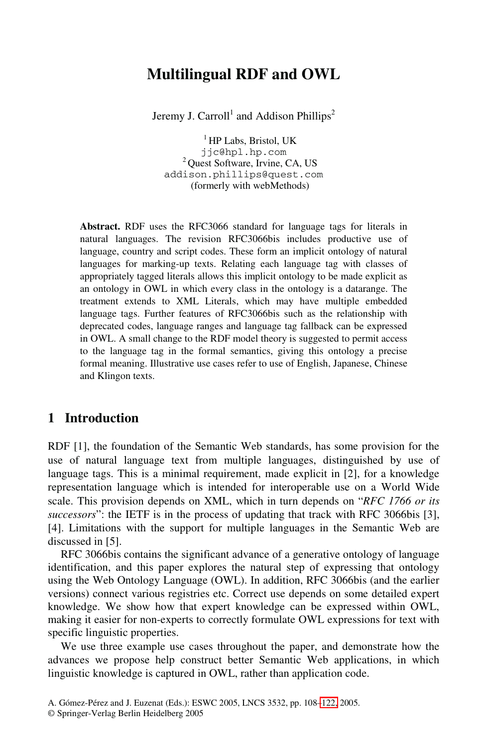# Multilingual RDF and OWL

Jeremy J. Carroll[1] and Addison Phillips[2]

[1] HP Labs, Bristol, UK
jjc@hpl.hp.com
[2] Quest Software, Irvine, CA, US
addison.phillips@quest.com
(formerly with webMethods)

**Abstract.** RDF uses the RFC3066 standard for language tags for literals in natural languages. The revision RFC3066bis includes productive use of language, country and script codes. These form an implicit ontology of natural languages for marking-up texts. Relating each language tag with classes of appropriately tagged literals allows this implicit ontology to be made explicit as an ontology in OWL in which every class in the ontology is a datarange. The treatment extends to XML Literals, which may have multiple embedded language tags. Further features of RFC3066bis such as the relationship with deprecated codes, language ranges and language tag fallback can be expressed in OWL. A small change to the RDF model theory is suggested to permit access to the language tag in the formal semantics, giving this ontology a precise formal meaning. Illustrative use cases refer to use of English, Japanese, Chinese and Klingon texts.

## 1 Introduction

RDF [1], the foundation of the Semantic Web standards, has some provision for the use of natural language text from multiple languages, distinguished by use of language tags. This is a minimal requirement, made explicit in [2], for a knowledge representation language which is intended for interoperable use on a World Wide scale. This provision depends on XML, which in turn depends on "*RFC 1766 or its successors*": the IETF is in the process of updating that track with RFC 3066bis [3], [4]. Limitations with the support for multiple languages in the Semantic Web are discussed in [5].

RFC 3066bis contains the significant advance of a generative ontology of language identification, and this paper explores the natural step of expressing that ontology using the Web Ontology Language (OWL). In addition, RFC 3066bis (and the earlier versions) connect various registries etc. Correct use depends on some detailed expert knowledge. We show how that expert knowledge can be expressed within OWL, making it easier for non-experts to correctly formulate OWL expressions for text with specific linguistic properties.

We use three example use cases throughout the paper, and demonstrate how the advances we propose help construct better Semantic Web applications, in which linguistic knowledge is captured in OWL, rather than application code.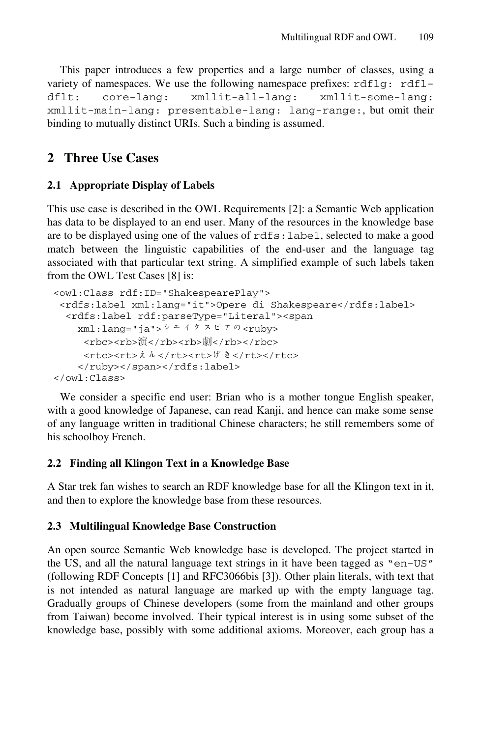This paper introduces a few properties and a large number of classes, using a variety of namespaces. We use the following namespace prefixes: `rdflg: rdfl-dflt: core-lang: xmllit-all-lang: xmllit-some-lang: xmllit-main-lang: presentable-lang: lang-range:`, but omit their binding to mutually distinct URIs. Such a binding is assumed.

## 2 Three Use Cases

### 2.1 Appropriate Display of Labels

This use case is described in the OWL Requirements [2]: a Semantic Web application has data to be displayed to an end user. Many of the resources in the knowledge base are to be displayed using one of the values of `rdfs:label`, selected to make a good match between the linguistic capabilities of the end-user and the language tag associated with that particular text string. A simplified example of such labels taken from the OWL Test Cases [8] is:

```
<owl:Class rdf:ID="ShakespearePlay">
 <rdfs:label xml:lang="it">Opere di Shakespeare</rdfs:label>
  <rdfs:label rdf:parseType="Literal"><span
    xml:lang="ja">シェイクスピアの<ruby>
     <rbc><rb>演</rb><rb>劇</rb></rbc>
     <rtc><rt>えん</rt><rt>げき</rt></rtc>
    </ruby></span></rdfs:label>
</owl:Class>
```

We consider a specific end user: Brian who is a mother tongue English speaker, with a good knowledge of Japanese, can read Kanji, and hence can make some sense of any language written in traditional Chinese characters; he still remembers some of his schoolboy French.

### 2.2 Finding all Klingon Text in a Knowledge Base

A Star trek fan wishes to search an RDF knowledge base for all the Klingon text in it, and then to explore the knowledge base from these resources.

### 2.3 Multilingual Knowledge Base Construction

An open source Semantic Web knowledge base is developed. The project started in the US, and all the natural language text strings in it have been tagged as `"en-US"` (following RDF Concepts [1] and RFC3066bis [3]). Other plain literals, with text that is not intended as natural language are marked up with the empty language tag. Gradually groups of Chinese developers (some from the mainland and other groups from Taiwan) become involved. Their typical interest is in using some subset of the knowledge base, possibly with some additional axioms. Moreover, each group has a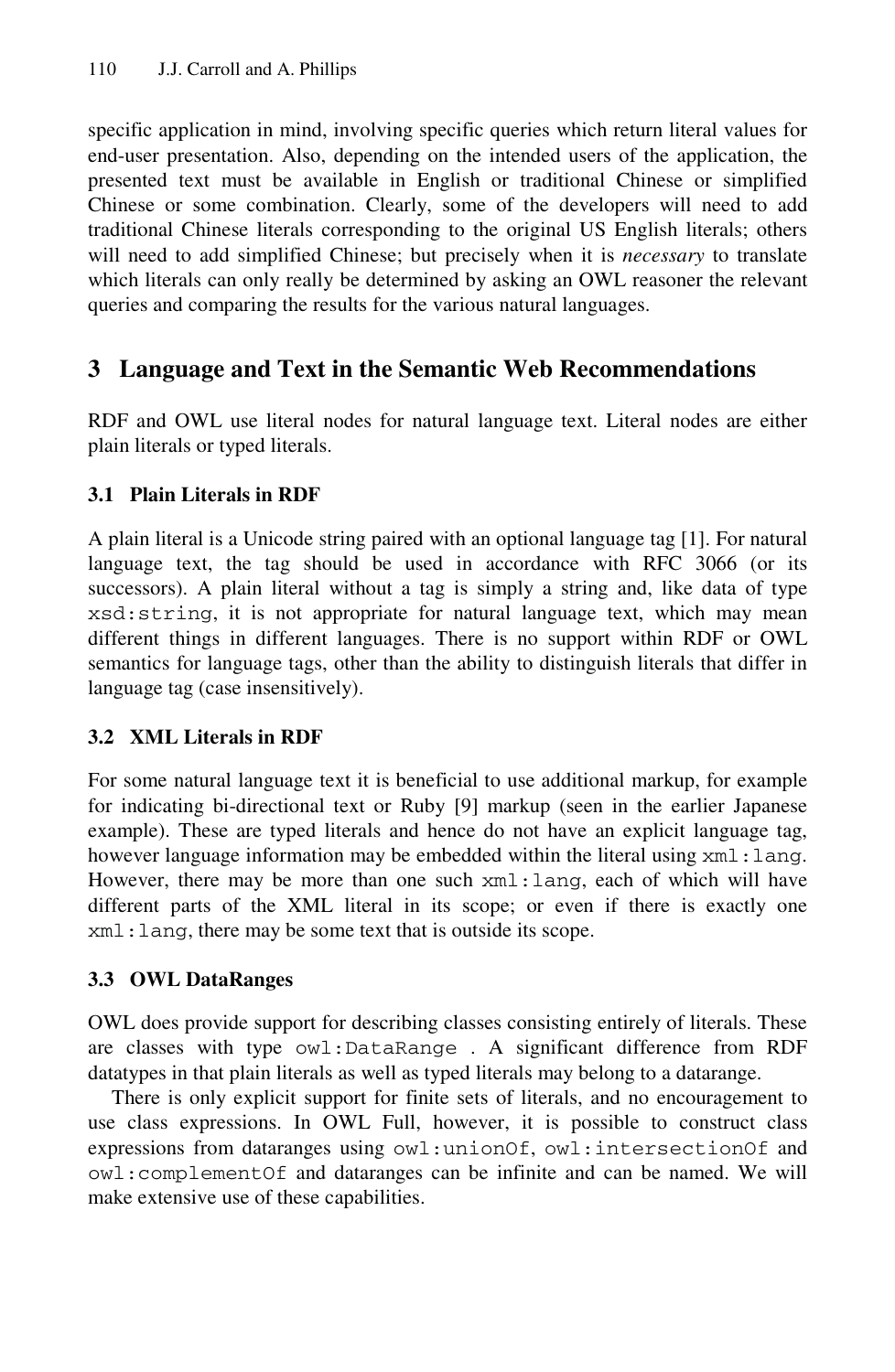specific application in mind, involving specific queries which return literal values for end-user presentation. Also, depending on the intended users of the application, the presented text must be available in English or traditional Chinese or simplified Chinese or some combination. Clearly, some of the developers will need to add traditional Chinese literals corresponding to the original US English literals; others will need to add simplified Chinese; but precisely when it is *necessary* to translate which literals can only really be determined by asking an OWL reasoner the relevant queries and comparing the results for the various natural languages.

## 3 Language and Text in the Semantic Web Recommendations

RDF and OWL use literal nodes for natural language text. Literal nodes are either plain literals or typed literals.

### 3.1 Plain Literals in RDF

A plain literal is a Unicode string paired with an optional language tag [1]. For natural language text, the tag should be used in accordance with RFC 3066 (or its successors). A plain literal without a tag is simply a string and, like data of type `xsd:string`, it is not appropriate for natural language text, which may mean different things in different languages. There is no support within RDF or OWL semantics for language tags, other than the ability to distinguish literals that differ in language tag (case insensitively).

### 3.2 XML Literals in RDF

For some natural language text it is beneficial to use additional markup, for example for indicating bi-directional text or Ruby [9] markup (seen in the earlier Japanese example). These are typed literals and hence do not have an explicit language tag, however language information may be embedded within the literal using `xml:lang`. However, there may be more than one such `xml:lang`, each of which will have different parts of the XML literal in its scope; or even if there is exactly one `xml:lang`, there may be some text that is outside its scope.

### 3.3 OWL DataRanges

OWL does provide support for describing classes consisting entirely of literals. These are classes with type `owl:DataRange` . A significant difference from RDF datatypes in that plain literals as well as typed literals may belong to a datarange.

There is only explicit support for finite sets of literals, and no encouragement to use class expressions. In OWL Full, however, it is possible to construct class expressions from dataranges using `owl:unionOf`, `owl:intersectionOf` and `owl:complementOf` and dataranges can be infinite and can be named. We will make extensive use of these capabilities.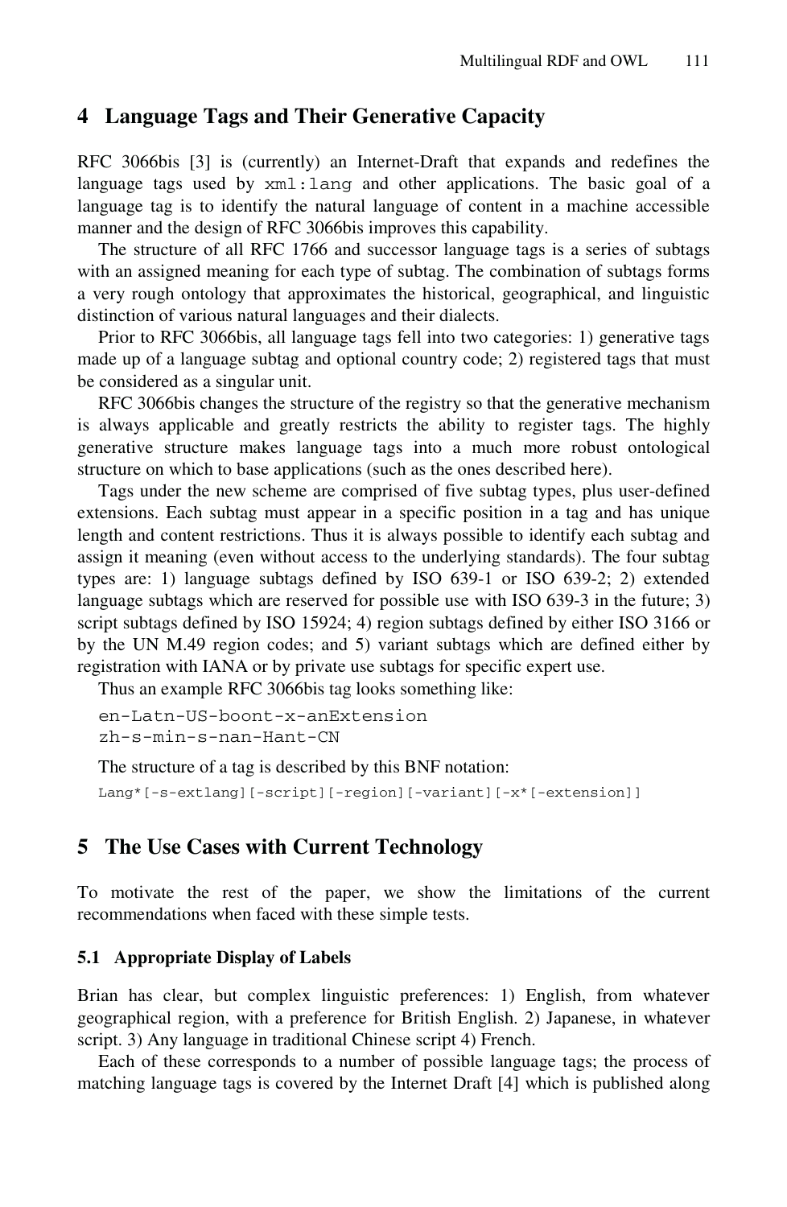## 4 Language Tags and Their Generative Capacity

RFC 3066bis [3] is (currently) an Internet-Draft that expands and redefines the language tags used by `xml:lang` and other applications. The basic goal of a language tag is to identify the natural language of content in a machine accessible manner and the design of RFC 3066bis improves this capability.

The structure of all RFC 1766 and successor language tags is a series of subtags with an assigned meaning for each type of subtag. The combination of subtags forms a very rough ontology that approximates the historical, geographical, and linguistic distinction of various natural languages and their dialects.

Prior to RFC 3066bis, all language tags fell into two categories: 1) generative tags made up of a language subtag and optional country code; 2) registered tags that must be considered as a singular unit.

RFC 3066bis changes the structure of the registry so that the generative mechanism is always applicable and greatly restricts the ability to register tags. The highly generative structure makes language tags into a much more robust ontological structure on which to base applications (such as the ones described here).

Tags under the new scheme are comprised of five subtag types, plus user-defined extensions. Each subtag must appear in a specific position in a tag and has unique length and content restrictions. Thus it is always possible to identify each subtag and assign it meaning (even without access to the underlying standards). The four subtag types are: 1) language subtags defined by ISO 639-1 or ISO 639-2; 2) extended language subtags which are reserved for possible use with ISO 639-3 in the future; 3) script subtags defined by ISO 15924; 4) region subtags defined by either ISO 3166 or by the UN M.49 region codes; and 5) variant subtags which are defined either by registration with IANA or by private use subtags for specific expert use.

Thus an example RFC 3066bis tag looks something like:

```
en-Latn-US-boont-x-anExtension
zh-s-min-s-nan-Hant-CN
```

The structure of a tag is described by this BNF notation:

```
Lang*[-s-extlang][-script][-region][-variant][-x*[-extension]]
```

## 5 The Use Cases with Current Technology

To motivate the rest of the paper, we show the limitations of the current recommendations when faced with these simple tests.

### 5.1 Appropriate Display of Labels

Brian has clear, but complex linguistic preferences: 1) English, from whatever geographical region, with a preference for British English. 2) Japanese, in whatever script. 3) Any language in traditional Chinese script 4) French.

Each of these corresponds to a number of possible language tags; the process of matching language tags is covered by the Internet Draft [4] which is published along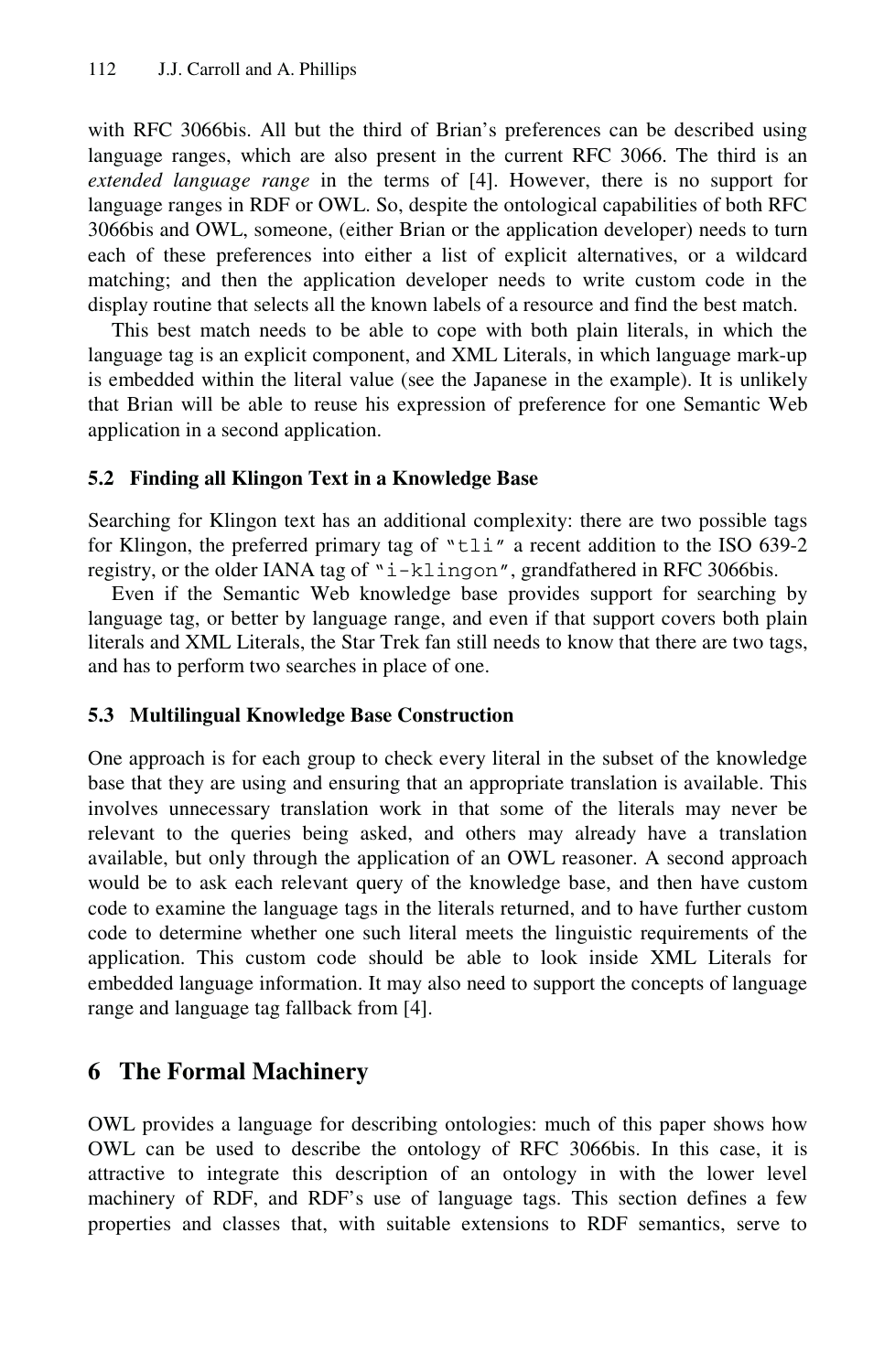with RFC 3066bis. All but the third of Brian's preferences can be described using language ranges, which are also present in the current RFC 3066. The third is an *extended language range* in the terms of [4]. However, there is no support for language ranges in RDF or OWL. So, despite the ontological capabilities of both RFC 3066bis and OWL, someone, (either Brian or the application developer) needs to turn each of these preferences into either a list of explicit alternatives, or a wildcard matching; and then the application developer needs to write custom code in the display routine that selects all the known labels of a resource and find the best match.

This best match needs to be able to cope with both plain literals, in which the language tag is an explicit component, and XML Literals, in which language mark-up is embedded within the literal value (see the Japanese in the example). It is unlikely that Brian will be able to reuse his expression of preference for one Semantic Web application in a second application.

### 5.2 Finding all Klingon Text in a Knowledge Base

Searching for Klingon text has an additional complexity: there are two possible tags for Klingon, the preferred primary tag of `"tli"` a recent addition to the ISO 639-2 registry, or the older IANA tag of `"i-klingon"`, grandfathered in RFC 3066bis.

Even if the Semantic Web knowledge base provides support for searching by language tag, or better by language range, and even if that support covers both plain literals and XML Literals, the Star Trek fan still needs to know that there are two tags, and has to perform two searches in place of one.

### 5.3 Multilingual Knowledge Base Construction

One approach is for each group to check every literal in the subset of the knowledge base that they are using and ensuring that an appropriate translation is available. This involves unnecessary translation work in that some of the literals may never be relevant to the queries being asked, and others may already have a translation available, but only through the application of an OWL reasoner. A second approach would be to ask each relevant query of the knowledge base, and then have custom code to examine the language tags in the literals returned, and to have further custom code to determine whether one such literal meets the linguistic requirements of the application. This custom code should be able to look inside XML Literals for embedded language information. It may also need to support the concepts of language range and language tag fallback from [4].

## 6 The Formal Machinery

OWL provides a language for describing ontologies: much of this paper shows how OWL can be used to describe the ontology of RFC 3066bis. In this case, it is attractive to integrate this description of an ontology in with the lower level machinery of RDF, and RDF's use of language tags. This section defines a few properties and classes that, with suitable extensions to RDF semantics, serve to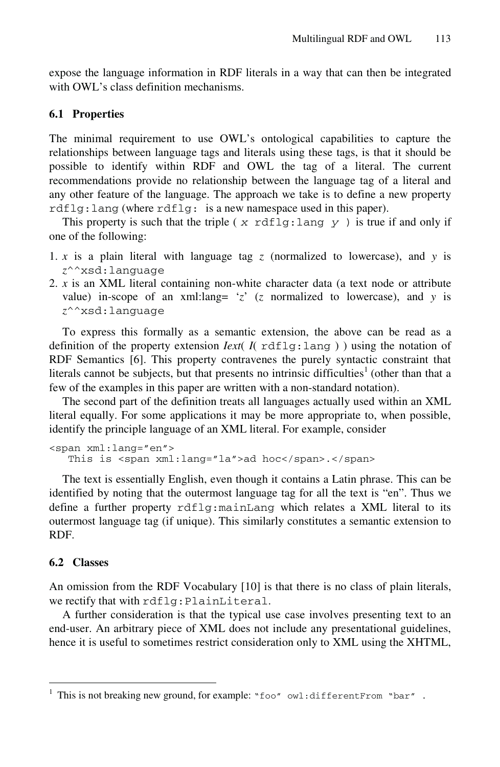expose the language information in RDF literals in a way that can then be integrated with OWL's class definition mechanisms.

### 6.1 Properties

The minimal requirement to use OWL's ontological capabilities to capture the relationships between language tags and literals using these tags, is that it should be possible to identify within RDF and OWL the tag of a literal. The current recommendations provide no relationship between the language tag of a literal and any other feature of the language. The approach we take is to define a new property `rdflg:lang` (where `rdflg:` is a new namespace used in this paper).

This property is such that the triple ( *x* `rdflg:lang` *y* ) is true if and only if one of the following:

1. *x* is a plain literal with language tag *z* (normalized to lowercase), and *y* is *z*`^^xsd:language`
2. *x* is an XML literal containing non-white character data (a text node or attribute value) in-scope of an xml:lang= '*z*' (*z* normalized to lowercase), and *y* is *z*`^^xsd:language`

To express this formally as a semantic extension, the above can be read as a definition of the property extension *Iext*( *I*( `rdflg:lang` ) ) using the notation of RDF Semantics [6]. This property contravenes the purely syntactic constraint that literals cannot be subjects, but that presents no intrinsic difficulties[1] (other than that a few of the examples in this paper are written with a non-standard notation).

The second part of the definition treats all languages actually used within an XML literal equally. For some applications it may be more appropriate to, when possible, identify the principle language of an XML literal. For example, consider

```
<span xml:lang="en">
   This is <span xml:lang="la">ad hoc</span>.</span>
```

The text is essentially English, even though it contains a Latin phrase. This can be identified by noting that the outermost language tag for all the text is "en". Thus we define a further property `rdflg:mainLang` which relates a XML literal to its outermost language tag (if unique). This similarly constitutes a semantic extension to RDF.

### 6.2 Classes

An omission from the RDF Vocabulary [10] is that there is no class of plain literals, we rectify that with `rdflg:PlainLiteral`.

A further consideration is that the typical use case involves presenting text to an end-user. An arbitrary piece of XML does not include any presentational guidelines, hence it is useful to sometimes restrict consideration only to XML using the XHTML,

[1] This is not breaking new ground, for example: `"foo" owl:differentFrom "bar" .`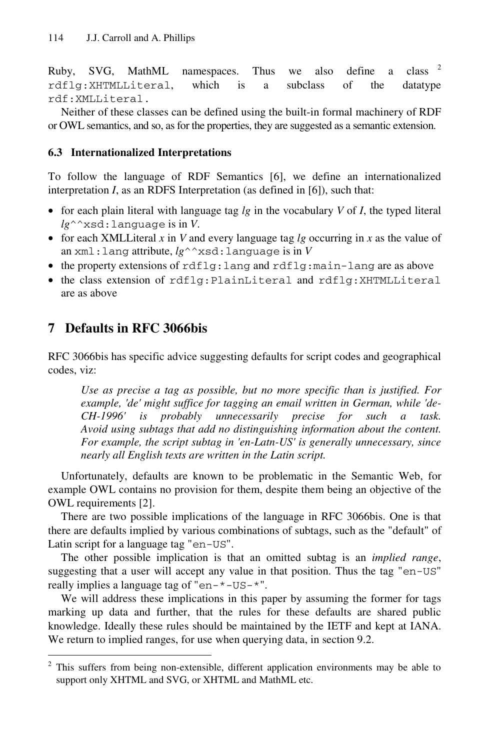Ruby, SVG, MathML namespaces. Thus we also define a class [2] `rdflg:XHTMLLiteral`, which is a subclass of the datatype `rdf:XMLLiteral`.

Neither of these classes can be defined using the built-in formal machinery of RDF or OWL semantics, and so, as for the properties, they are suggested as a semantic extension.

### 6.3 Internationalized Interpretations

To follow the language of RDF Semantics [6], we define an internationalized interpretation *I*, as an RDFS Interpretation (as defined in [6]), such that:

- for each plain literal with language tag *lg* in the vocabulary *V* of *I*, the typed literal *lg*`^^xsd:language` is in *V*.
- for each XMLLiteral *x* in *V* and every language tag *lg* occurring in *x* as the value of an `xml:lang` attribute, *lg*`^^xsd:language` is in *V*
- the property extensions of `rdflg:lang` and `rdflg:main-lang` are as above
- the class extension of `rdflg:PlainLiteral` and `rdflg:XHTMLLiteral` are as above

## 7 Defaults in RFC 3066bis

RFC 3066bis has specific advice suggesting defaults for script codes and geographical codes, viz:

> *Use as precise a tag as possible, but no more specific than is justified. For example, 'de' might suffice for tagging an email written in German, while 'de-CH-1996' is probably unnecessarily precise for such a task. Avoid using subtags that add no distinguishing information about the content. For example, the script subtag in 'en-Latn-US' is generally unnecessary, since nearly all English texts are written in the Latin script.*

Unfortunately, defaults are known to be problematic in the Semantic Web, for example OWL contains no provision for them, despite them being an objective of the OWL requirements [2].

There are two possible implications of the language in RFC 3066bis. One is that there are defaults implied by various combinations of subtags, such as the "default" of Latin script for a language tag "`en-US`".

The other possible implication is that an omitted subtag is an *implied range*, suggesting that a user will accept any value in that position. Thus the tag "`en-US`" really implies a language tag of "`en-*-US-*`".

We will address these implications in this paper by assuming the former for tags marking up data and further, that the rules for these defaults are shared public knowledge. Ideally these rules should be maintained by the IETF and kept at IANA. We return to implied ranges, for use when querying data, in section 9.2.

---

[2] This suffers from being non-extensible, different application environments may be able to support only XHTML and SVG, or XHTML and MathML etc.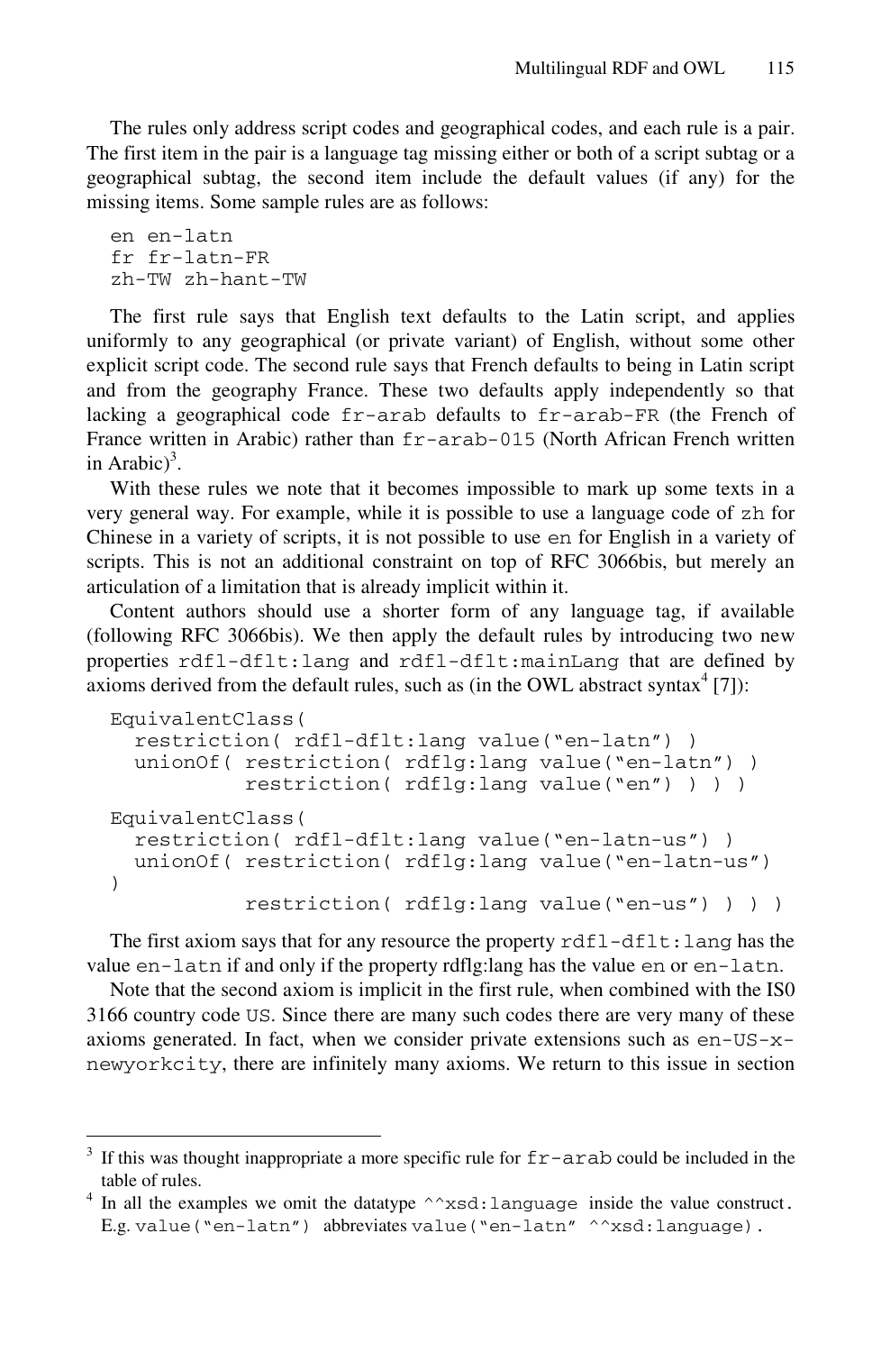The rules only address script codes and geographical codes, and each rule is a pair. The first item in the pair is a language tag missing either or both of a script subtag or a geographical subtag, the second item include the default values (if any) for the missing items. Some sample rules are as follows:

```
en en-latn
fr fr-latn-FR
zh-TW zh-hant-TW
```

The first rule says that English text defaults to the Latin script, and applies uniformly to any geographical (or private variant) of English, without some other explicit script code. The second rule says that French defaults to being in Latin script and from the geography France. These two defaults apply independently so that lacking a geographical code `fr-arab` defaults to `fr-arab-FR` (the French of France written in Arabic) rather than `fr-arab-015` (North African French written in Arabic)[3].

With these rules we note that it becomes impossible to mark up some texts in a very general way. For example, while it is possible to use a language code of `zh` for Chinese in a variety of scripts, it is not possible to use `en` for English in a variety of scripts. This is not an additional constraint on top of RFC 3066bis, but merely an articulation of a limitation that is already implicit within it.

Content authors should use a shorter form of any language tag, if available (following RFC 3066bis). We then apply the default rules by introducing two new properties `rdfl-dflt:lang` and `rdfl-dflt:mainLang` that are defined by axioms derived from the default rules, such as (in the OWL abstract syntax[4] [7]):

```
EquivalentClass(
  restriction( rdfl-dflt:lang value("en-latn") )
  unionOf( restriction( rdflg:lang value("en-latn") )
           restriction( rdflg:lang value("en") ) ) )

EquivalentClass(
  restriction( rdfl-dflt:lang value("en-latn-us") )
  unionOf( restriction( rdflg:lang value("en-latn-us")
)
           restriction( rdflg:lang value("en-us") ) ) )
```

The first axiom says that for any resource the property `rdfl-dflt:lang` has the value `en-latn` if and only if the property rdflg:lang has the value `en` or `en-latn`.

Note that the second axiom is implicit in the first rule, when combined with the IS0 3166 country code `US`. Since there are many such codes there are very many of these axioms generated. In fact, when we consider private extensions such as `en-US-x-newyorkcity`, there are infinitely many axioms. We return to this issue in section

[3] If this was thought inappropriate a more specific rule for `fr-arab` could be included in the table of rules.

[4] In all the examples we omit the datatype `^^xsd:language` inside the value construct. E.g. `value("en-latn")` abbreviates `value("en-latn" ^^xsd:language)`.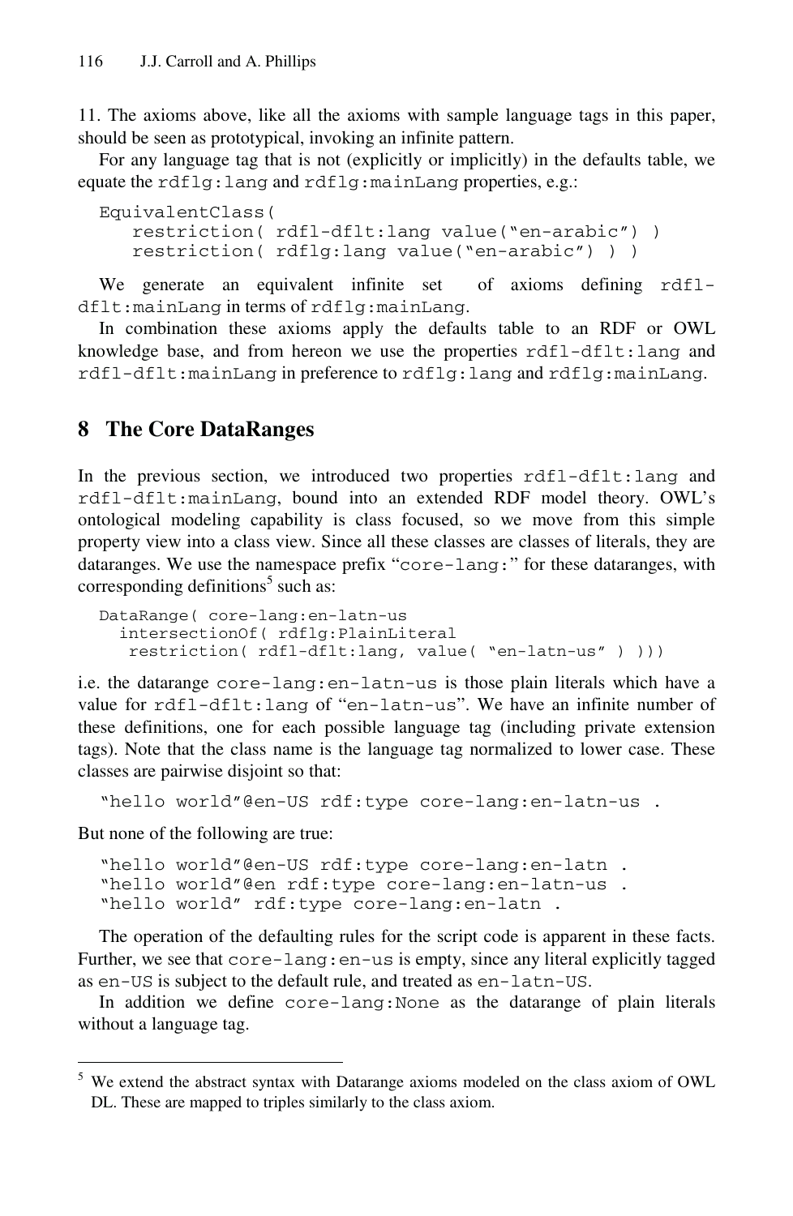11. The axioms above, like all the axioms with sample language tags in this paper, should be seen as prototypical, invoking an infinite pattern.

For any language tag that is not (explicitly or implicitly) in the defaults table, we equate the `rdflg:lang` and `rdflg:mainLang` properties, e.g.:

```
EquivalentClass(
   restriction( rdfl-dflt:lang value("en-arabic") )
   restriction( rdflg:lang value("en-arabic") ) )
```

We generate an equivalent infinite set of axioms defining `rdfl-dflt:mainLang` in terms of `rdflg:mainLang`.

In combination these axioms apply the defaults table to an RDF or OWL knowledge base, and from hereon we use the properties `rdfl-dflt:lang` and `rdfl-dflt:mainLang` in preference to `rdflg:lang` and `rdflg:mainLang`.

## 8 The Core DataRanges

In the previous section, we introduced two properties `rdfl-dflt:lang` and `rdfl-dflt:mainLang`, bound into an extended RDF model theory. OWL's ontological modeling capability is class focused, so we move from this simple property view into a class view. Since all these classes are classes of literals, they are dataranges. We use the namespace prefix "`core-lang:`" for these dataranges, with corresponding definitions[5] such as:

```
DataRange( core-lang:en-latn-us
  intersectionOf( rdflg:PlainLiteral
   restriction( rdfl-dflt:lang, value( "en-latn-us" ) )))
```

i.e. the datarange `core-lang:en-latn-us` is those plain literals which have a value for `rdfl-dflt:lang` of "en-latn-us". We have an infinite number of these definitions, one for each possible language tag (including private extension tags). Note that the class name is the language tag normalized to lower case. These classes are pairwise disjoint so that:

```
"hello world"@en-US rdf:type core-lang:en-latn-us .
```

But none of the following are true:

```
"hello world"@en-US rdf:type core-lang:en-latn .
"hello world"@en rdf:type core-lang:en-latn-us .
"hello world" rdf:type core-lang:en-latn .
```

The operation of the defaulting rules for the script code is apparent in these facts. Further, we see that `core-lang:en-us` is empty, since any literal explicitly tagged as `en-US` is subject to the default rule, and treated as `en-latn-US`.

In addition we define `core-lang:None` as the datarange of plain literals without a language tag.

[5] We extend the abstract syntax with Datarange axioms modeled on the class axiom of OWL DL. These are mapped to triples similarly to the class axiom.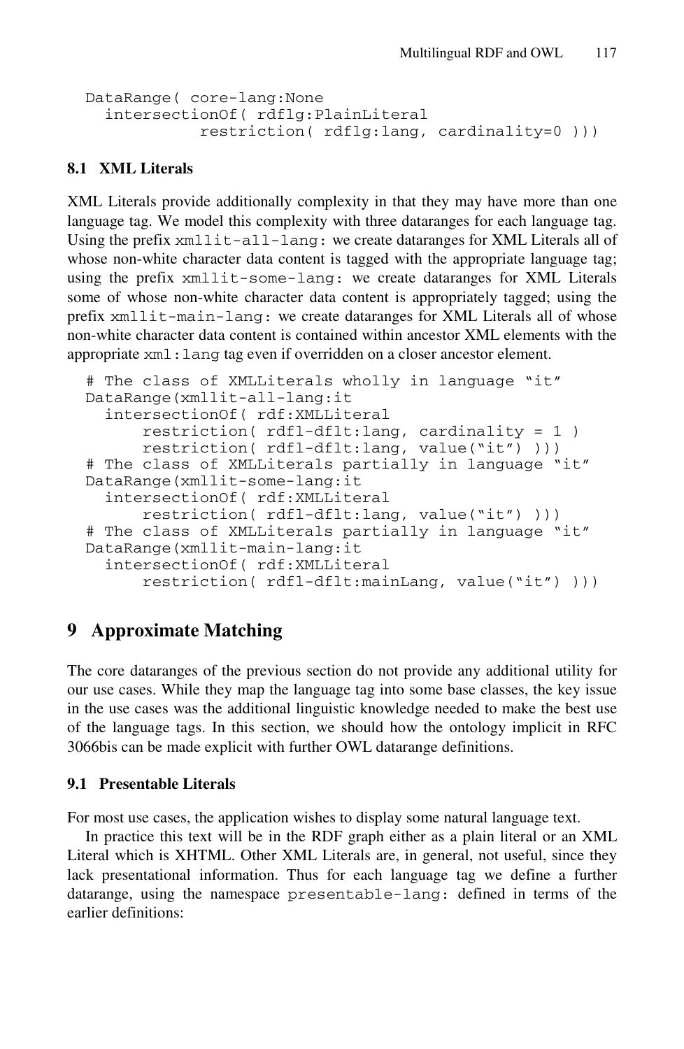```
DataRange( core-lang:None
  intersectionOf( rdflg:PlainLiteral
            restriction( rdflg:lang, cardinality=0 )))
```

### 8.1 XML Literals

XML Literals provide additionally complexity in that they may have more than one language tag. We model this complexity with three dataranges for each language tag. Using the prefix `xmllit-all-lang:` we create dataranges for XML Literals all of whose non-white character data content is tagged with the appropriate language tag; using the prefix `xmllit-some-lang:` we create dataranges for XML Literals some of whose non-white character data content is appropriately tagged; using the prefix `xmllit-main-lang:` we create dataranges for XML Literals all of whose non-white character data content is contained within ancestor XML elements with the appropriate `xml:lang` tag even if overridden on a closer ancestor element.

```
# The class of XMLLiterals wholly in language “it”
DataRange(xmllit-all-lang:it
  intersectionOf( rdf:XMLLiteral
      restriction( rdfl-dflt:lang, cardinality = 1 )
      restriction( rdfl-dflt:lang, value(“it”) )))
# The class of XMLLiterals partially in language “it”
DataRange(xmllit-some-lang:it
  intersectionOf( rdf:XMLLiteral
      restriction( rdfl-dflt:lang, value(“it”) )))
# The class of XMLLiterals partially in language “it”
DataRange(xmllit-main-lang:it
  intersectionOf( rdf:XMLLiteral
      restriction( rdfl-dflt:mainLang, value(“it”) )))
```

## 9 Approximate Matching

The core dataranges of the previous section do not provide any additional utility for our use cases. While they map the language tag into some base classes, the key issue in the use cases was the additional linguistic knowledge needed to make the best use of the language tags. In this section, we should how the ontology implicit in RFC 3066bis can be made explicit with further OWL datarange definitions.

### 9.1 Presentable Literals

For most use cases, the application wishes to display some natural language text.

In practice this text will be in the RDF graph either as a plain literal or an XML Literal which is XHTML. Other XML Literals are, in general, not useful, since they lack presentational information. Thus for each language tag we define a further datarange, using the namespace `presentable-lang:` defined in terms of the earlier definitions: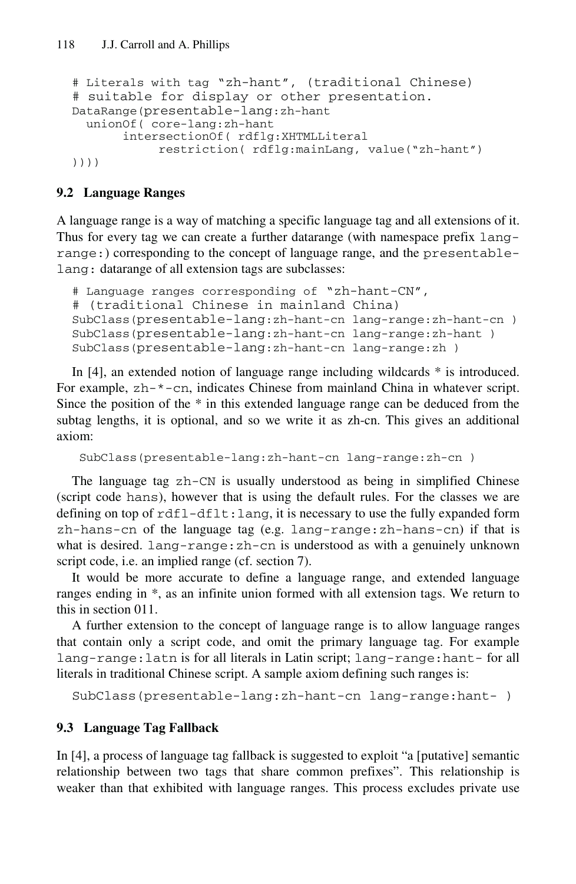```
# Literals with tag "zh-hant", (traditional Chinese)
# suitable for display or other presentation.
DataRange(presentable-lang:zh-hant
  unionOf( core-lang:zh-hant
       intersectionOf( rdflg:XHTMLLiteral
            restriction( rdflg:mainLang, value("zh-hant")
))))
```

### 9.2 Language Ranges

A language range is a way of matching a specific language tag and all extensions of it. Thus for every tag we can create a further datarange (with namespace prefix `lang-range:`) corresponding to the concept of language range, and the `presentable-lang:` datarange of all extension tags are subclasses:

```
# Language ranges corresponding of "zh-hant-CN",
# (traditional Chinese in mainland China)
SubClass(presentable-lang:zh-hant-cn lang-range:zh-hant-cn )
SubClass(presentable-lang:zh-hant-cn lang-range:zh-hant )
SubClass(presentable-lang:zh-hant-cn lang-range:zh )
```

In [4], an extended notion of language range including wildcards * is introduced. For example, `zh-*-cn`, indicates Chinese from mainland China in whatever script. Since the position of the * in this extended language range can be deduced from the subtag lengths, it is optional, and so we write it as zh-cn. This gives an additional axiom:

```
SubClass(presentable-lang:zh-hant-cn lang-range:zh-cn )
```

The language tag `zh-CN` is usually understood as being in simplified Chinese (script code `hans`), however that is using the default rules. For the classes we are defining on top of `rdfl-dflt:lang`, it is necessary to use the fully expanded form `zh-hans-cn` of the language tag (e.g. `lang-range:zh-hans-cn`) if that is what is desired. `lang-range:zh-cn` is understood as with a genuinely unknown script code, i.e. an implied range (cf. section 7).

It would be more accurate to define a language range, and extended language ranges ending in *, as an infinite union formed with all extension tags. We return to this in section 011.

A further extension to the concept of language range is to allow language ranges that contain only a script code, and omit the primary language tag. For example `lang-range:latn` is for all literals in Latin script; `lang-range:hant-` for all literals in traditional Chinese script. A sample axiom defining such ranges is:

```
SubClass(presentable-lang:zh-hant-cn lang-range:hant- )
```

### 9.3 Language Tag Fallback

In [4], a process of language tag fallback is suggested to exploit "a [putative] semantic relationship between two tags that share common prefixes". This relationship is weaker than that exhibited with language ranges. This process excludes private use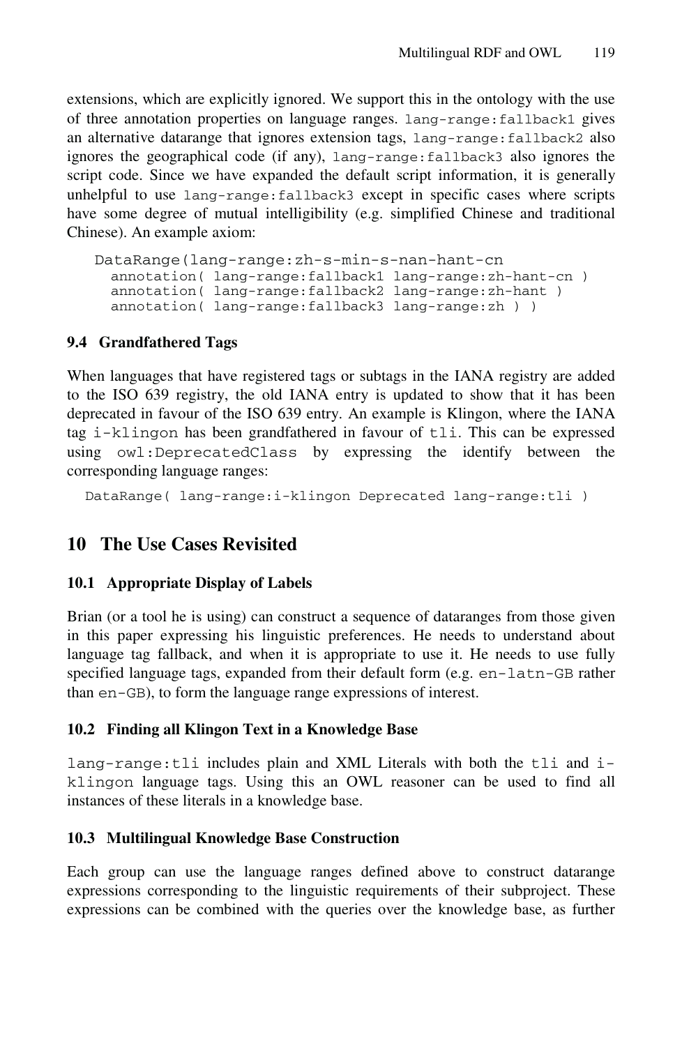extensions, which are explicitly ignored. We support this in the ontology with the use of three annotation properties on language ranges. `lang-range:fallback1` gives an alternative datarange that ignores extension tags, `lang-range:fallback2` also ignores the geographical code (if any), `lang-range:fallback3` also ignores the script code. Since we have expanded the default script information, it is generally unhelpful to use `lang-range:fallback3` except in specific cases where scripts have some degree of mutual intelligibility (e.g. simplified Chinese and traditional Chinese). An example axiom:

```
DataRange(lang-range:zh-s-min-s-nan-hant-cn
  annotation( lang-range:fallback1 lang-range:zh-hant-cn )
  annotation( lang-range:fallback2 lang-range:zh-hant )
  annotation( lang-range:fallback3 lang-range:zh ) )
```

### 9.4 Grandfathered Tags

When languages that have registered tags or subtags in the IANA registry are added to the ISO 639 registry, the old IANA entry is updated to show that it has been deprecated in favour of the ISO 639 entry. An example is Klingon, where the IANA tag `i-klingon` has been grandfathered in favour of `tli`. This can be expressed using `owl:DeprecatedClass` by expressing the identify between the corresponding language ranges:

```
DataRange( lang-range:i-klingon Deprecated lang-range:tli )
```

## 10 The Use Cases Revisited

### 10.1 Appropriate Display of Labels

Brian (or a tool he is using) can construct a sequence of dataranges from those given in this paper expressing his linguistic preferences. He needs to understand about language tag fallback, and when it is appropriate to use it. He needs to use fully specified language tags, expanded from their default form (e.g. `en-latn-GB` rather than `en-GB`), to form the language range expressions of interest.

### 10.2 Finding all Klingon Text in a Knowledge Base

`lang-range:tli` includes plain and XML Literals with both the `tli` and `i-klingon` language tags. Using this an OWL reasoner can be used to find all instances of these literals in a knowledge base.

### 10.3 Multilingual Knowledge Base Construction

Each group can use the language ranges defined above to construct datarange expressions corresponding to the linguistic requirements of their subproject. These expressions can be combined with the queries over the knowledge base, as further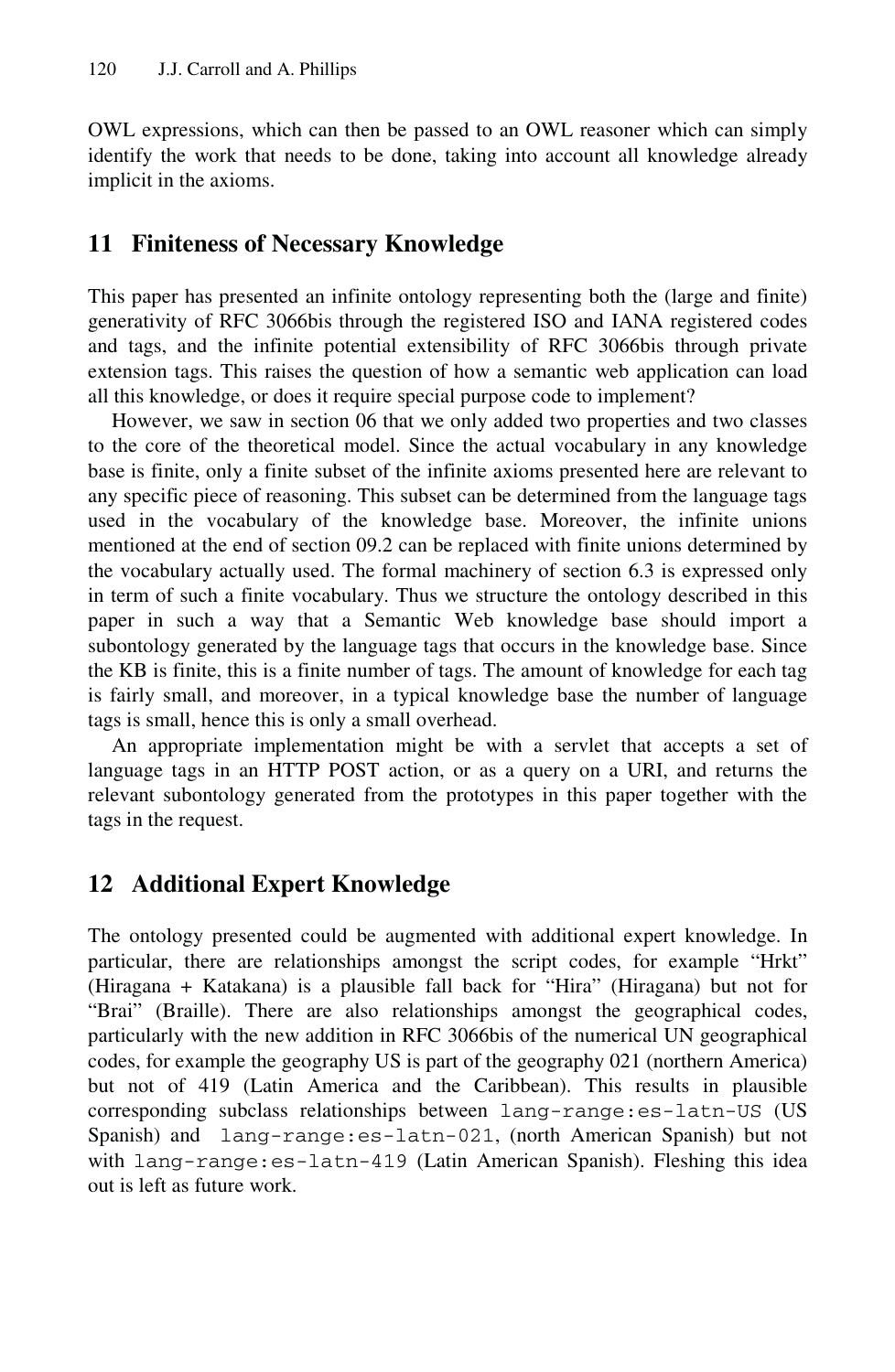OWL expressions, which can then be passed to an OWL reasoner which can simply identify the work that needs to be done, taking into account all knowledge already implicit in the axioms.

## 11 Finiteness of Necessary Knowledge

This paper has presented an infinite ontology representing both the (large and finite) generativity of RFC 3066bis through the registered ISO and IANA registered codes and tags, and the infinite potential extensibility of RFC 3066bis through private extension tags. This raises the question of how a semantic web application can load all this knowledge, or does it require special purpose code to implement?

However, we saw in section 06 that we only added two properties and two classes to the core of the theoretical model. Since the actual vocabulary in any knowledge base is finite, only a finite subset of the infinite axioms presented here are relevant to any specific piece of reasoning. This subset can be determined from the language tags used in the vocabulary of the knowledge base. Moreover, the infinite unions mentioned at the end of section 09.2 can be replaced with finite unions determined by the vocabulary actually used. The formal machinery of section 6.3 is expressed only in term of such a finite vocabulary. Thus we structure the ontology described in this paper in such a way that a Semantic Web knowledge base should import a subontology generated by the language tags that occurs in the knowledge base. Since the KB is finite, this is a finite number of tags. The amount of knowledge for each tag is fairly small, and moreover, in a typical knowledge base the number of language tags is small, hence this is only a small overhead.

An appropriate implementation might be with a servlet that accepts a set of language tags in an HTTP POST action, or as a query on a URI, and returns the relevant subontology generated from the prototypes in this paper together with the tags in the request.

## 12 Additional Expert Knowledge

The ontology presented could be augmented with additional expert knowledge. In particular, there are relationships amongst the script codes, for example “Hrkt” (Hiragana + Katakana) is a plausible fall back for “Hira” (Hiragana) but not for “Brai” (Braille). There are also relationships amongst the geographical codes, particularly with the new addition in RFC 3066bis of the numerical UN geographical codes, for example the geography US is part of the geography 021 (northern America) but not of 419 (Latin America and the Caribbean). This results in plausible corresponding subclass relationships between `lang-range:es-latn-US` (US Spanish) and `lang-range:es-latn-021`, (north American Spanish) but not with `lang-range:es-latn-419` (Latin American Spanish). Fleshing this idea out is left as future work.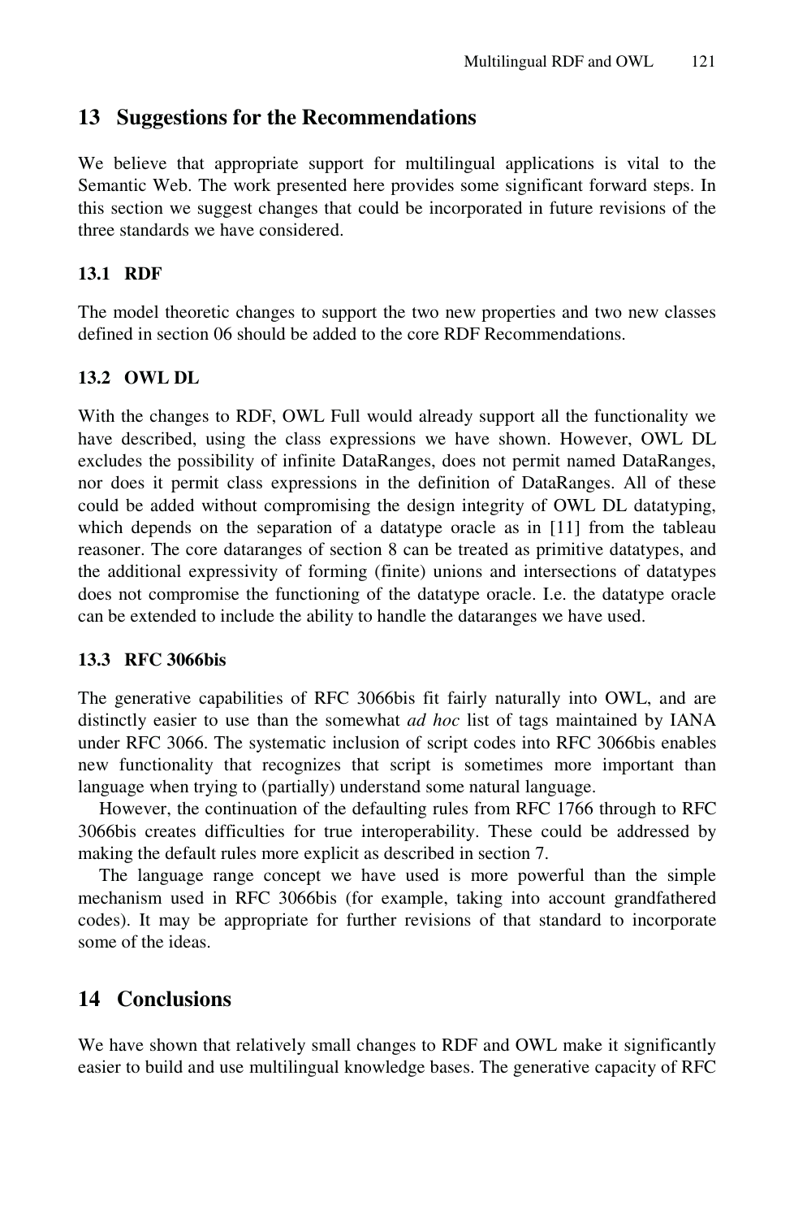## 13 Suggestions for the Recommendations

We believe that appropriate support for multilingual applications is vital to the Semantic Web. The work presented here provides some significant forward steps. In this section we suggest changes that could be incorporated in future revisions of the three standards we have considered.

### 13.1 RDF

The model theoretic changes to support the two new properties and two new classes defined in section 06 should be added to the core RDF Recommendations.

### 13.2 OWL DL

With the changes to RDF, OWL Full would already support all the functionality we have described, using the class expressions we have shown. However, OWL DL excludes the possibility of infinite DataRanges, does not permit named DataRanges, nor does it permit class expressions in the definition of DataRanges. All of these could be added without compromising the design integrity of OWL DL datatyping, which depends on the separation of a datatype oracle as in [11] from the tableau reasoner. The core dataranges of section 8 can be treated as primitive datatypes, and the additional expressivity of forming (finite) unions and intersections of datatypes does not compromise the functioning of the datatype oracle. I.e. the datatype oracle can be extended to include the ability to handle the dataranges we have used.

### 13.3 RFC 3066bis

The generative capabilities of RFC 3066bis fit fairly naturally into OWL, and are distinctly easier to use than the somewhat *ad hoc* list of tags maintained by IANA under RFC 3066. The systematic inclusion of script codes into RFC 3066bis enables new functionality that recognizes that script is sometimes more important than language when trying to (partially) understand some natural language.

However, the continuation of the defaulting rules from RFC 1766 through to RFC 3066bis creates difficulties for true interoperability. These could be addressed by making the default rules more explicit as described in section 7.

The language range concept we have used is more powerful than the simple mechanism used in RFC 3066bis (for example, taking into account grandfathered codes). It may be appropriate for further revisions of that standard to incorporate some of the ideas.

## 14 Conclusions

We have shown that relatively small changes to RDF and OWL make it significantly easier to build and use multilingual knowledge bases. The generative capacity of RFC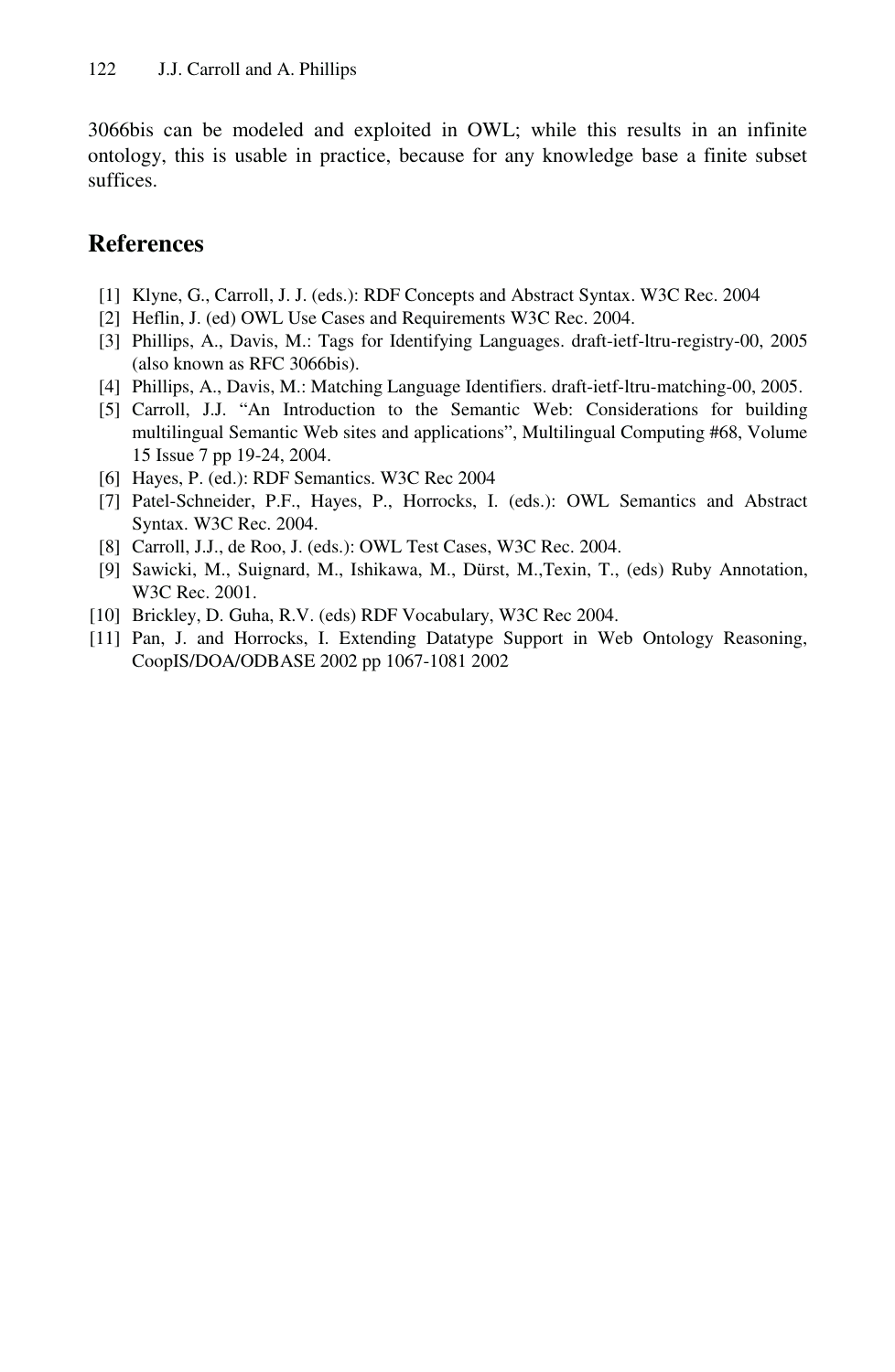3066bis can be modeled and exploited in OWL; while this results in an infinite ontology, this is usable in practice, because for any knowledge base a finite subset suffices.

## References

[1] Klyne, G., Carroll, J. J. (eds.): RDF Concepts and Abstract Syntax. W3C Rec. 2004

[2] Heflin, J. (ed) OWL Use Cases and Requirements W3C Rec. 2004.

[3] Phillips, A., Davis, M.: Tags for Identifying Languages. draft-ietf-ltru-registry-00, 2005 (also known as RFC 3066bis).

[4] Phillips, A., Davis, M.: Matching Language Identifiers. draft-ietf-ltru-matching-00, 2005.

[5] Carroll, J.J. "An Introduction to the Semantic Web: Considerations for building multilingual Semantic Web sites and applications", Multilingual Computing #68, Volume 15 Issue 7 pp 19-24, 2004.

[6] Hayes, P. (ed.): RDF Semantics. W3C Rec 2004

[7] Patel-Schneider, P.F., Hayes, P., Horrocks, I. (eds.): OWL Semantics and Abstract Syntax. W3C Rec. 2004.

[8] Carroll, J.J., de Roo, J. (eds.): OWL Test Cases, W3C Rec. 2004.

[9] Sawicki, M., Suignard, M., Ishikawa, M., Dürst, M.,Texin, T., (eds) Ruby Annotation, W3C Rec. 2001.

[10] Brickley, D. Guha, R.V. (eds) RDF Vocabulary, W3C Rec 2004.

[11] Pan, J. and Horrocks, I. Extending Datatype Support in Web Ontology Reasoning, CoopIS/DOA/ODBASE 2002 pp 1067-1081 2002